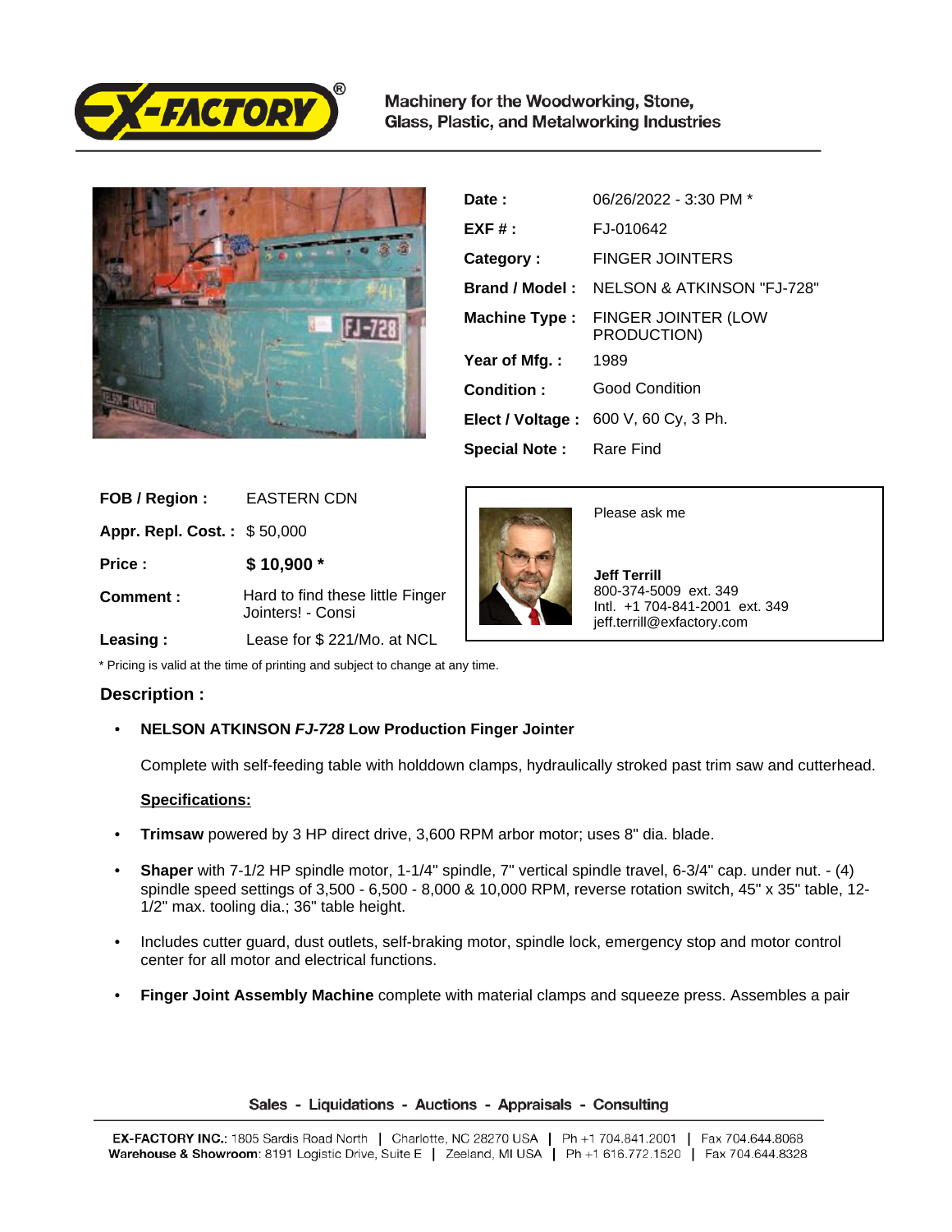Machinery for the Woodworking, Stone, Glass, Plastic, and Metalworking Industries

| | |
|---|---|
| **Date :** | 06/26/2022 - 3:30 PM * |
| **EXF # :** | FJ-010642 |
| **Category :** | FINGER JOINTERS |
| **Brand / Model :** | NELSON & ATKINSON "FJ-728" |
| **Machine Type :** | FINGER JOINTER (LOW PRODUCTION) |
| **Year of Mfg. :** | 1989 |
| **Condition :** | Good Condition |
| **Elect / Voltage :** | 600 V, 60 Cy, 3 Ph. |
| **Special Note :** | Rare Find |

| | |
|---|---|
| **FOB / Region :** | EASTERN CDN |
| **Appr. Repl. Cost. :** | $ 50,000 |
| **Price :** | **$ 10,900 *** |
| **Comment :** | Hard to find these little Finger Jointers! - Consi |
| **Leasing :** | Lease for $ 221/Mo. at NCL |

Please ask me

**Jeff Terrill**
800-374-5009 ext. 349
Intl. +1 704-841-2001 ext. 349
jeff.terrill@exfactory.com

* Pricing is valid at the time of printing and subject to change at any time.

**Description :**

- **NELSON ATKINSON *FJ-728* Low Production Finger Jointer**

  Complete with self-feeding table with holddown clamps, hydraulically stroked past trim saw and cutterhead.

  **Specifications:**

- **Trimsaw** powered by 3 HP direct drive, 3,600 RPM arbor motor; uses 8" dia. blade.
- **Shaper** with 7-1/2 HP spindle motor, 1-1/4" spindle, 7" vertical spindle travel, 6-3/4" cap. under nut. - (4) spindle speed settings of 3,500 - 6,500 - 8,000 & 10,000 RPM, reverse rotation switch, 45" x 35" table, 12-1/2" max. tooling dia.; 36" table height.
- Includes cutter guard, dust outlets, self-braking motor, spindle lock, emergency stop and motor control center for all motor and electrical functions.
- **Finger Joint Assembly Machine** complete with material clamps and squeeze press. Assembles a pair

Sales - Liquidations - Auctions - Appraisals - Consulting

**EX-FACTORY INC.**: 1805 Sardis Road North | Charlotte, NC 28270 USA | Ph +1 704.841.2001 | Fax 704.644.8068
**Warehouse & Showroom**: 8191 Logistic Drive, Suite E | Zeeland, MI USA | Ph +1 616.772.1520 | Fax 704.644.8328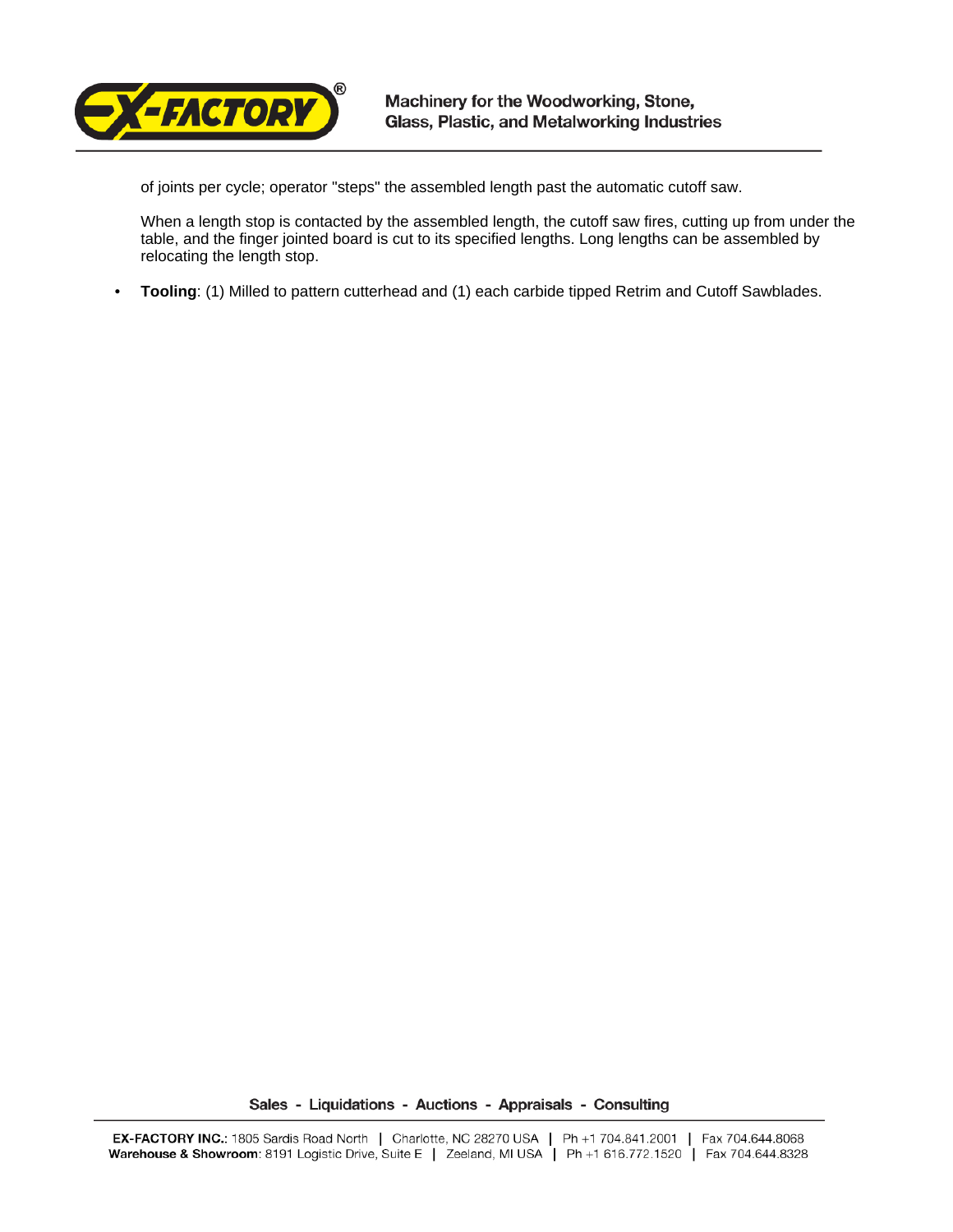of joints per cycle; operator "steps" the assembled length past the automatic cutoff saw.

When a length stop is contacted by the assembled length, the cutoff saw fires, cutting up from under the table, and the finger jointed board is cut to its specified lengths. Long lengths can be assembled by relocating the length stop.

- **Tooling**: (1) Milled to pattern cutterhead and (1) each carbide tipped Retrim and Cutoff Sawblades.